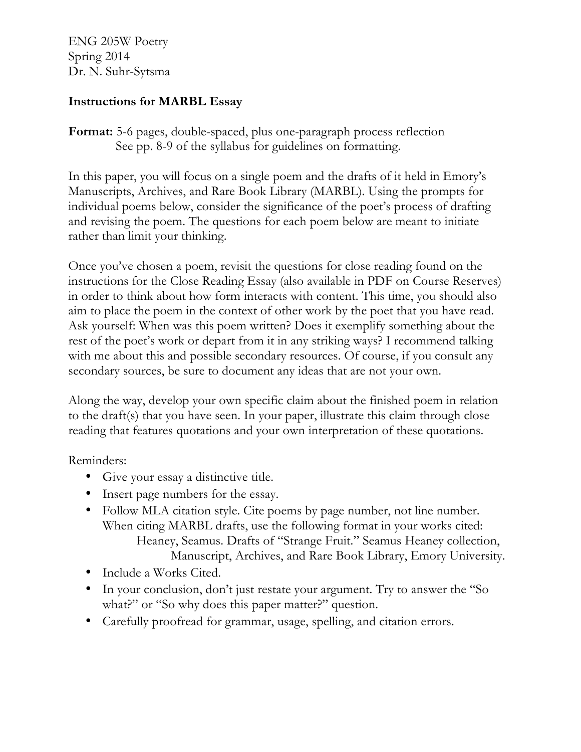ENG 205W Poetry
Spring 2014
Dr. N. Suhr-Sytsma

**Instructions for MARBL Essay**

**Format:** 5-6 pages, double-spaced, plus one-paragraph process reflection
See pp. 8-9 of the syllabus for guidelines on formatting.

In this paper, you will focus on a single poem and the drafts of it held in Emory's Manuscripts, Archives, and Rare Book Library (MARBL). Using the prompts for individual poems below, consider the significance of the poet's process of drafting and revising the poem. The questions for each poem below are meant to initiate rather than limit your thinking.

Once you've chosen a poem, revisit the questions for close reading found on the instructions for the Close Reading Essay (also available in PDF on Course Reserves) in order to think about how form interacts with content. This time, you should also aim to place the poem in the context of other work by the poet that you have read. Ask yourself: When was this poem written? Does it exemplify something about the rest of the poet's work or depart from it in any striking ways? I recommend talking with me about this and possible secondary resources. Of course, if you consult any secondary sources, be sure to document any ideas that are not your own.

Along the way, develop your own specific claim about the finished poem in relation to the draft(s) that you have seen. In your paper, illustrate this claim through close reading that features quotations and your own interpretation of these quotations.

Reminders:

- Give your essay a distinctive title.
- Insert page numbers for the essay.
- Follow MLA citation style. Cite poems by page number, not line number. When citing MARBL drafts, use the following format in your works cited:
  Heaney, Seamus. Drafts of "Strange Fruit." Seamus Heaney collection, Manuscript, Archives, and Rare Book Library, Emory University.
- Include a Works Cited.
- In your conclusion, don't just restate your argument. Try to answer the "So what?" or "So why does this paper matter?" question.
- Carefully proofread for grammar, usage, spelling, and citation errors.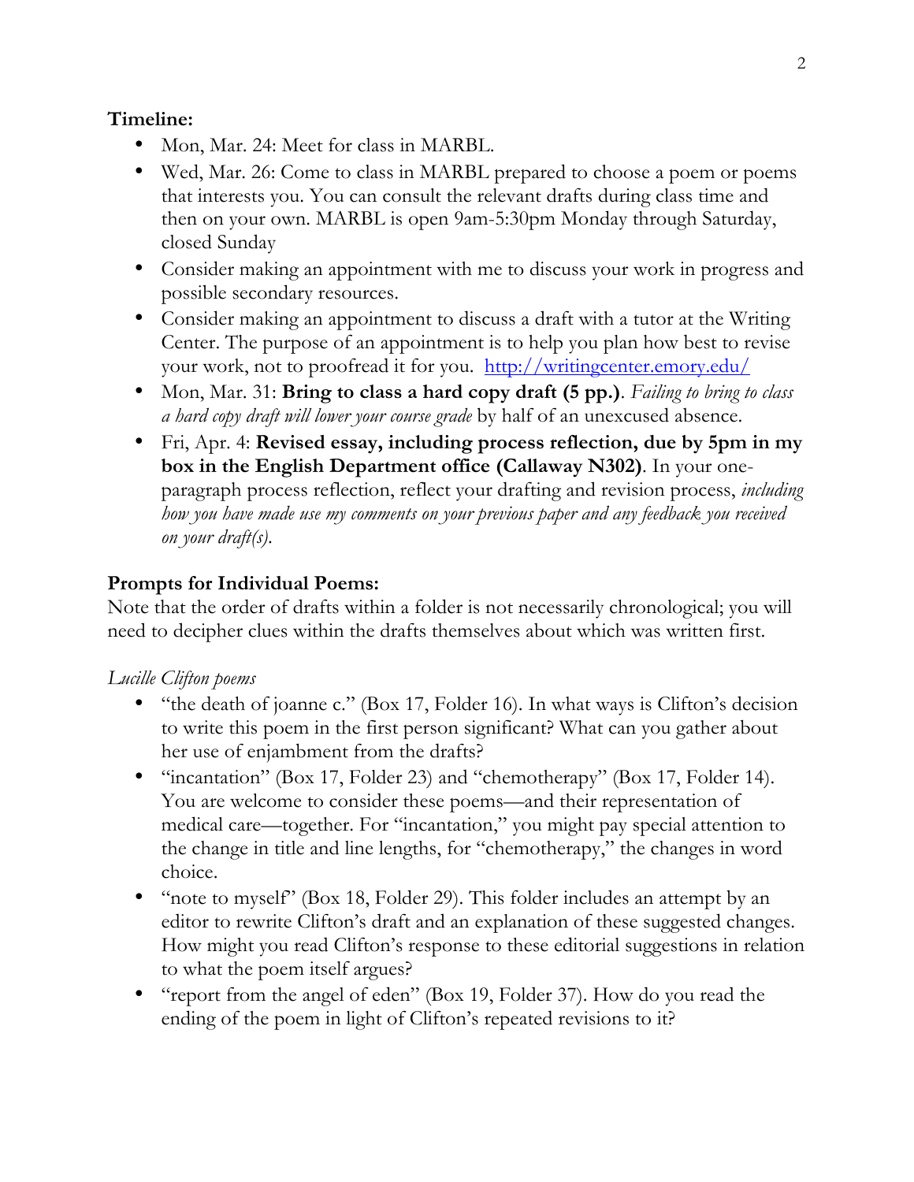**Timeline:**

- Mon, Mar. 24: Meet for class in MARBL.
- Wed, Mar. 26: Come to class in MARBL prepared to choose a poem or poems that interests you. You can consult the relevant drafts during class time and then on your own. MARBL is open 9am-5:30pm Monday through Saturday, closed Sunday
- Consider making an appointment with me to discuss your work in progress and possible secondary resources.
- Consider making an appointment to discuss a draft with a tutor at the Writing Center. The purpose of an appointment is to help you plan how best to revise your work, not to proofread it for you. http://writingcenter.emory.edu/
- Mon, Mar. 31: **Bring to class a hard copy draft (5 pp.)**. *Failing to bring to class a hard copy draft will lower your course grade* by half of an unexcused absence.
- Fri, Apr. 4: **Revised essay, including process reflection, due by 5pm in my box in the English Department office (Callaway N302)**. In your one-paragraph process reflection, reflect your drafting and revision process, *including how you have made use my comments on your previous paper and any feedback you received on your draft(s).*

**Prompts for Individual Poems:**

Note that the order of drafts within a folder is not necessarily chronological; you will need to decipher clues within the drafts themselves about which was written first.

*Lucille Clifton poems*

- "the death of joanne c." (Box 17, Folder 16). In what ways is Clifton's decision to write this poem in the first person significant? What can you gather about her use of enjambment from the drafts?
- "incantation" (Box 17, Folder 23) and "chemotherapy" (Box 17, Folder 14). You are welcome to consider these poems—and their representation of medical care—together. For "incantation," you might pay special attention to the change in title and line lengths, for "chemotherapy," the changes in word choice.
- "note to myself" (Box 18, Folder 29). This folder includes an attempt by an editor to rewrite Clifton's draft and an explanation of these suggested changes. How might you read Clifton's response to these editorial suggestions in relation to what the poem itself argues?
- "report from the angel of eden" (Box 19, Folder 37). How do you read the ending of the poem in light of Clifton's repeated revisions to it?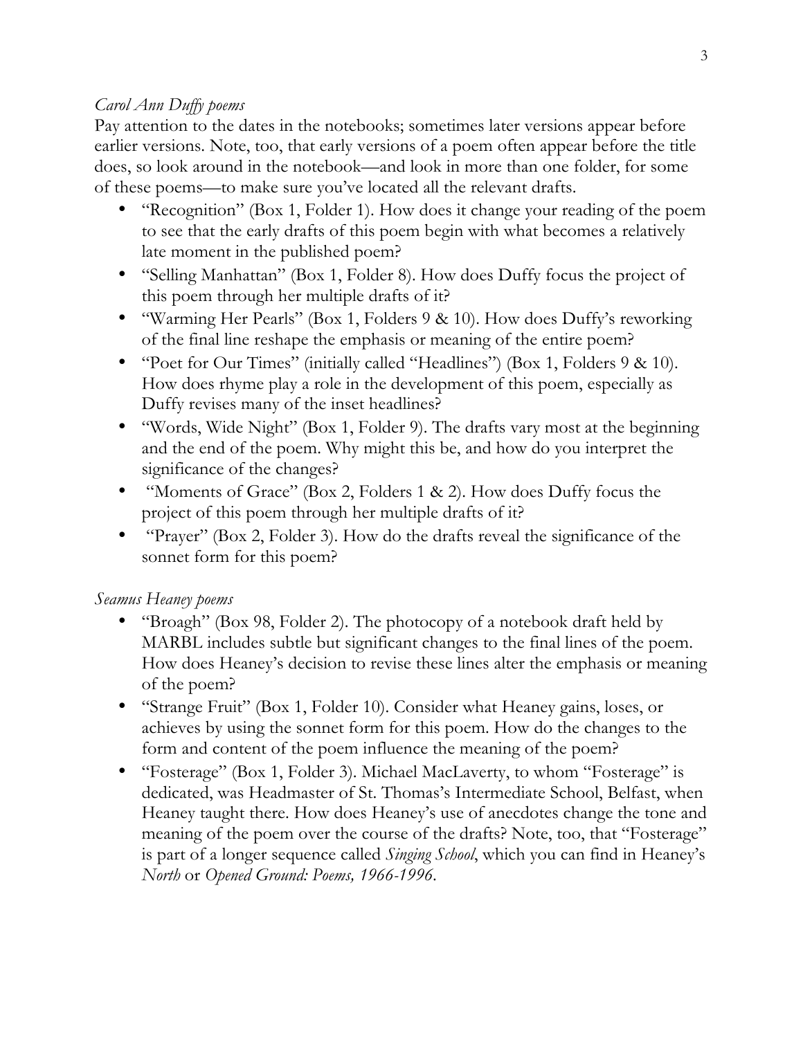*Carol Ann Duffy poems*

Pay attention to the dates in the notebooks; sometimes later versions appear before earlier versions. Note, too, that early versions of a poem often appear before the title does, so look around in the notebook—and look in more than one folder, for some of these poems—to make sure you've located all the relevant drafts.

- "Recognition" (Box 1, Folder 1). How does it change your reading of the poem to see that the early drafts of this poem begin with what becomes a relatively late moment in the published poem?
- "Selling Manhattan" (Box 1, Folder 8). How does Duffy focus the project of this poem through her multiple drafts of it?
- "Warming Her Pearls" (Box 1, Folders 9 & 10). How does Duffy's reworking of the final line reshape the emphasis or meaning of the entire poem?
- "Poet for Our Times" (initially called "Headlines") (Box 1, Folders 9 & 10). How does rhyme play a role in the development of this poem, especially as Duffy revises many of the inset headlines?
- "Words, Wide Night" (Box 1, Folder 9). The drafts vary most at the beginning and the end of the poem. Why might this be, and how do you interpret the significance of the changes?
- "Moments of Grace" (Box 2, Folders 1 & 2). How does Duffy focus the project of this poem through her multiple drafts of it?
- "Prayer" (Box 2, Folder 3). How do the drafts reveal the significance of the sonnet form for this poem?

*Seamus Heaney poems*

- "Broagh" (Box 98, Folder 2). The photocopy of a notebook draft held by MARBL includes subtle but significant changes to the final lines of the poem. How does Heaney's decision to revise these lines alter the emphasis or meaning of the poem?
- "Strange Fruit" (Box 1, Folder 10). Consider what Heaney gains, loses, or achieves by using the sonnet form for this poem. How do the changes to the form and content of the poem influence the meaning of the poem?
- "Fosterage" (Box 1, Folder 3). Michael MacLaverty, to whom "Fosterage" is dedicated, was Headmaster of St. Thomas's Intermediate School, Belfast, when Heaney taught there. How does Heaney's use of anecdotes change the tone and meaning of the poem over the course of the drafts? Note, too, that "Fosterage" is part of a longer sequence called *Singing School*, which you can find in Heaney's *North* or *Opened Ground: Poems, 1966-1996*.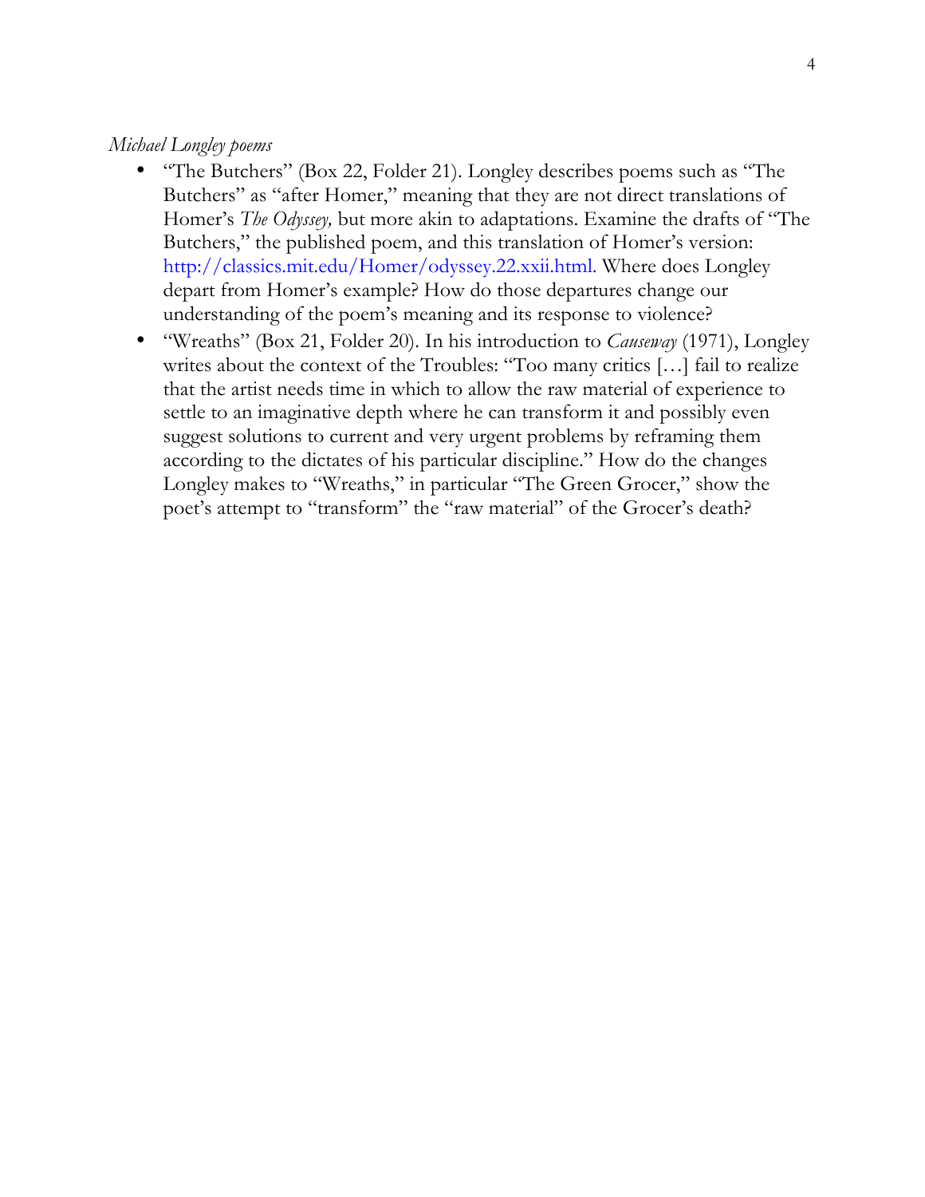*Michael Longley poems*

- "The Butchers" (Box 22, Folder 21). Longley describes poems such as "The Butchers" as "after Homer," meaning that they are not direct translations of Homer's *The Odyssey,* but more akin to adaptations. Examine the drafts of "The Butchers," the published poem, and this translation of Homer's version: http://classics.mit.edu/Homer/odyssey.22.xxii.html. Where does Longley depart from Homer's example? How do those departures change our understanding of the poem's meaning and its response to violence?
- "Wreaths" (Box 21, Folder 20). In his introduction to *Causeway* (1971), Longley writes about the context of the Troubles: "Too many critics […] fail to realize that the artist needs time in which to allow the raw material of experience to settle to an imaginative depth where he can transform it and possibly even suggest solutions to current and very urgent problems by reframing them according to the dictates of his particular discipline." How do the changes Longley makes to "Wreaths," in particular "The Green Grocer," show the poet's attempt to "transform" the "raw material" of the Grocer's death?